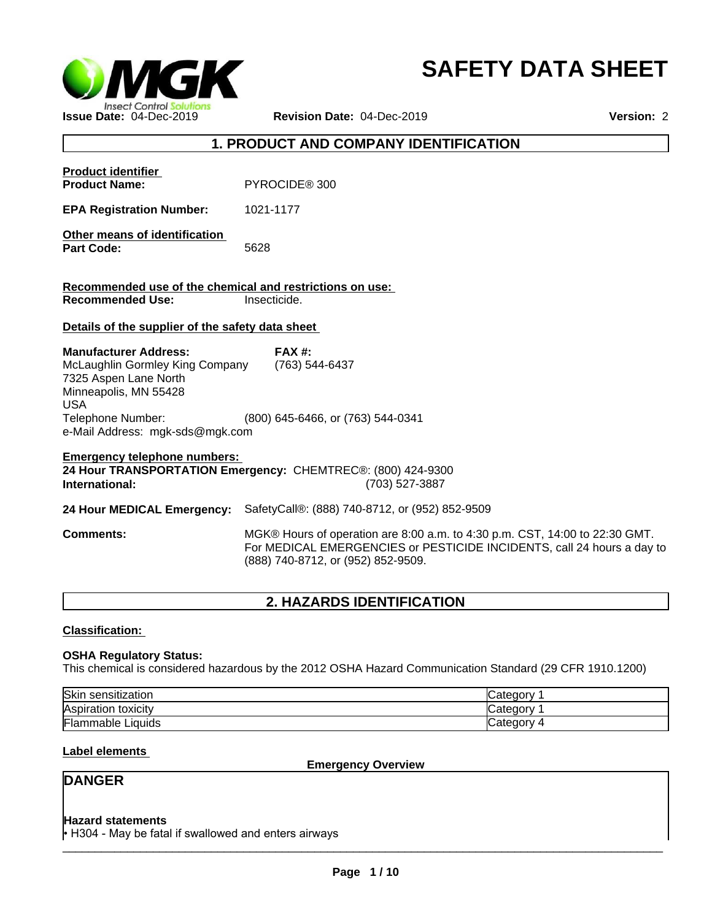# SAFETY DATA SHEET

**Issue Date:** 04-Dec-2019 **Revision Date:** 04-Dec-2019 **Version:** 2

## 1. PRODUCT AND COMPANY IDENTIFICATION

**Product identifier**

**Product Name:** PYROCIDE® 300

**EPA Registration Number:** 1021-1177

**Other means of identification**

**Part Code:** 5628

**Recommended use of the chemical and restrictions on use:**

**Recommended Use:** Insecticide.

**Details of the supplier of the safety data sheet**

**Manufacturer Address:**
McLaughlin Gormley King Company
7325 Aspen Lane North
Minneapolis, MN 55428
USA

**FAX #:** (763) 544-6437

Telephone Number: (800) 645-6466, or (763) 544-0341
e-Mail Address: mgk-sds@mgk.com

**Emergency telephone numbers:**

**24 Hour TRANSPORTATION Emergency:** CHEMTREC®: (800) 424-9300
**International:** (703) 527-3887

**24 Hour MEDICAL Emergency:** SafetyCall®: (888) 740-8712, or (952) 852-9509

**Comments:** MGK® Hours of operation are 8:00 a.m. to 4:30 p.m. CST, 14:00 to 22:30 GMT. For MEDICAL EMERGENCIES or PESTICIDE INCIDENTS, call 24 hours a day to (888) 740-8712, or (952) 852-9509.

## 2. HAZARDS IDENTIFICATION

**Classification:**

**OSHA Regulatory Status:**
This chemical is considered hazardous by the 2012 OSHA Hazard Communication Standard (29 CFR 1910.1200)

| | |
|---|---|
| Skin sensitization | Category 1 |
| Aspiration toxicity | Category 1 |
| Flammable Liquids | Category 4 |

**Label elements**

**Emergency Overview**

**DANGER**

**Hazard statements**

- H304 - May be fatal if swallowed and enters airways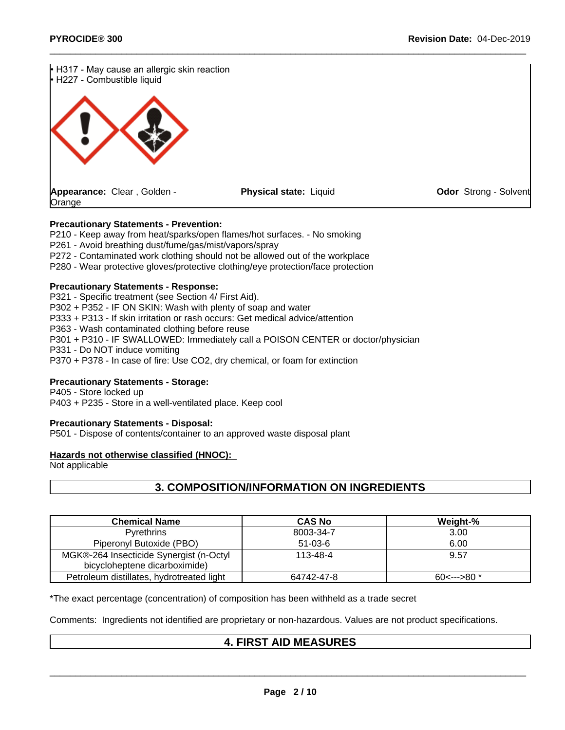• H317 - May cause an allergic skin reaction
• H227 - Combustible liquid

**Appearance:** Clear , Golden - Orange **Physical state:** Liquid **Odor** Strong - Solvent

**Precautionary Statements - Prevention:**
P210 - Keep away from heat/sparks/open flames/hot surfaces. - No smoking
P261 - Avoid breathing dust/fume/gas/mist/vapors/spray
P272 - Contaminated work clothing should not be allowed out of the workplace
P280 - Wear protective gloves/protective clothing/eye protection/face protection

**Precautionary Statements - Response:**
P321 - Specific treatment (see Section 4/ First Aid).
P302 + P352 - IF ON SKIN: Wash with plenty of soap and water
P333 + P313 - If skin irritation or rash occurs: Get medical advice/attention
P363 - Wash contaminated clothing before reuse
P301 + P310 - IF SWALLOWED: Immediately call a POISON CENTER or doctor/physician
P331 - Do NOT induce vomiting
P370 + P378 - In case of fire: Use CO2, dry chemical, or foam for extinction

**Precautionary Statements - Storage:**
P405 - Store locked up
P403 + P235 - Store in a well-ventilated place. Keep cool

**Precautionary Statements - Disposal:**
P501 - Dispose of contents/container to an approved waste disposal plant

**Hazards not otherwise classified (HNOC):**
Not applicable

## 3. COMPOSITION/INFORMATION ON INGREDIENTS

| Chemical Name | CAS No | Weight-% |
|---|---|---|
| Pyrethrins | 8003-34-7 | 3.00 |
| Piperonyl Butoxide (PBO) | 51-03-6 | 6.00 |
| MGK®-264 Insecticide Synergist (n-Octyl bicycloheptene dicarboximide) | 113-48-4 | 9.57 |
| Petroleum distillates, hydrotreated light | 64742-47-8 | 60<--->80 * |

*The exact percentage (concentration) of composition has been withheld as a trade secret

Comments: Ingredients not identified are proprietary or non-hazardous. Values are not product specifications.

## 4. FIRST AID MEASURES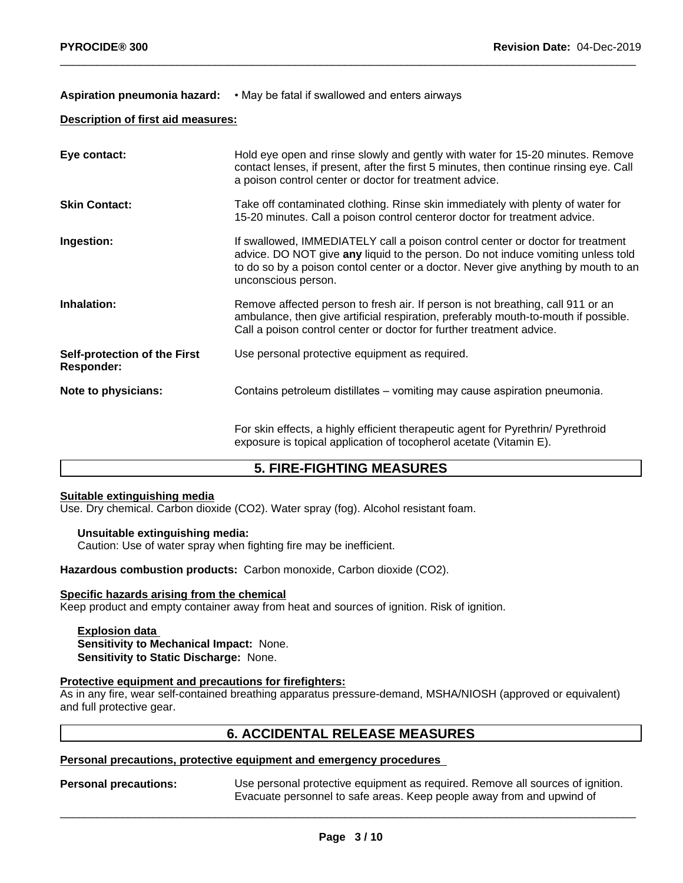**Aspiration pneumonia hazard:** • May be fatal if swallowed and enters airways

**Description of first aid measures:**

**Eye contact:** Hold eye open and rinse slowly and gently with water for 15-20 minutes. Remove contact lenses, if present, after the first 5 minutes, then continue rinsing eye. Call a poison control center or doctor for treatment advice.

**Skin Contact:** Take off contaminated clothing. Rinse skin immediately with plenty of water for 15-20 minutes. Call a poison control centeror doctor for treatment advice.

**Ingestion:** If swallowed, IMMEDIATELY call a poison control center or doctor for treatment advice. DO NOT give **any** liquid to the person. Do not induce vomiting unless told to do so by a poison contol center or a doctor. Never give anything by mouth to an unconscious person.

**Inhalation:** Remove affected person to fresh air. If person is not breathing, call 911 or an ambulance, then give artificial respiration, preferably mouth-to-mouth if possible. Call a poison control center or doctor for further treatment advice.

**Self-protection of the First Responder:** Use personal protective equipment as required.

**Note to physicians:** Contains petroleum distillates – vomiting may cause aspiration pneumonia.

For skin effects, a highly efficient therapeutic agent for Pyrethrin/ Pyrethroid exposure is topical application of tocopherol acetate (Vitamin E).

## 5. FIRE-FIGHTING MEASURES

**Suitable extinguishing media**
Use. Dry chemical. Carbon dioxide ($CO_2$). Water spray (fog). Alcohol resistant foam.

**Unsuitable extinguishing media:**
Caution: Use of water spray when fighting fire may be inefficient.

**Hazardous combustion products:** Carbon monoxide, Carbon dioxide ($CO_2$).

**Specific hazards arising from the chemical**
Keep product and empty container away from heat and sources of ignition. Risk of ignition.

**Explosion data**
**Sensitivity to Mechanical Impact:** None.
**Sensitivity to Static Discharge:** None.

**Protective equipment and precautions for firefighters:**
As in any fire, wear self-contained breathing apparatus pressure-demand, MSHA/NIOSH (approved or equivalent) and full protective gear.

## 6. ACCIDENTAL RELEASE MEASURES

**Personal precautions, protective equipment and emergency procedures**

**Personal precautions:** Use personal protective equipment as required. Remove all sources of ignition. Evacuate personnel to safe areas. Keep people away from and upwind of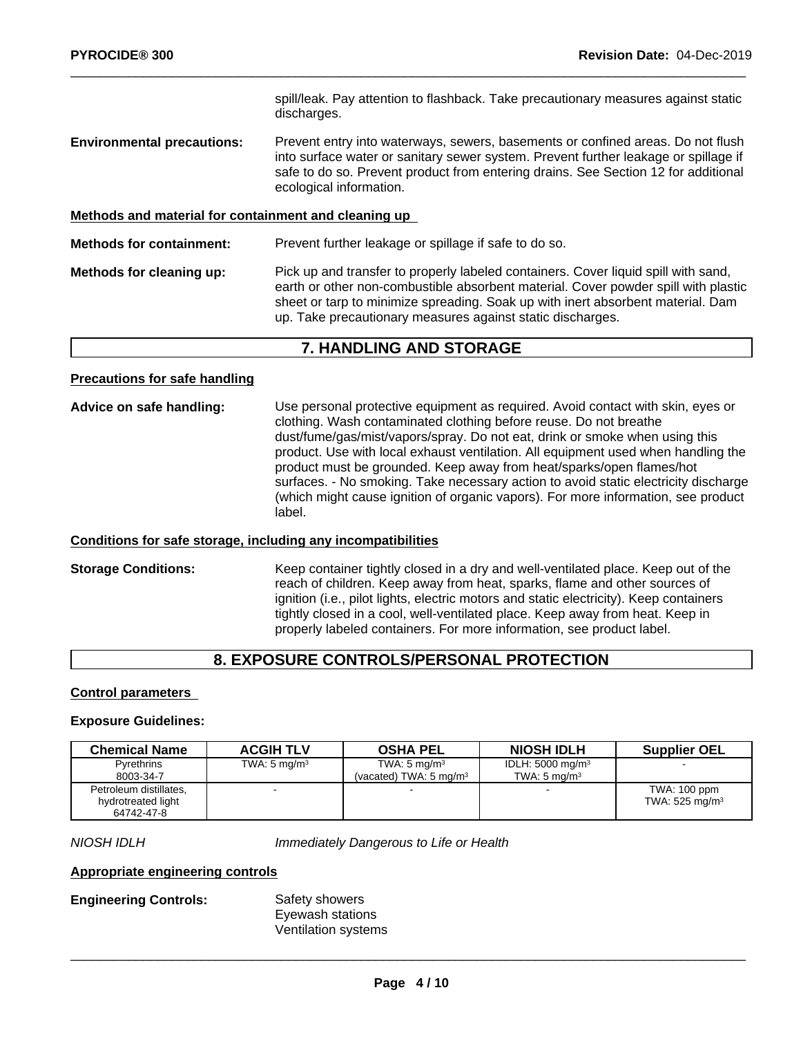spill/leak. Pay attention to flashback. Take precautionary measures against static discharges.

**Environmental precautions:** Prevent entry into waterways, sewers, basements or confined areas. Do not flush into surface water or sanitary sewer system. Prevent further leakage or spillage if safe to do so. Prevent product from entering drains. See Section 12 for additional ecological information.

**Methods and material for containment and cleaning up**

**Methods for containment:** Prevent further leakage or spillage if safe to do so.

**Methods for cleaning up:** Pick up and transfer to properly labeled containers. Cover liquid spill with sand, earth or other non-combustible absorbent material. Cover powder spill with plastic sheet or tarp to minimize spreading. Soak up with inert absorbent material. Dam up. Take precautionary measures against static discharges.

## 7. HANDLING AND STORAGE

**Precautions for safe handling**

**Advice on safe handling:** Use personal protective equipment as required. Avoid contact with skin, eyes or clothing. Wash contaminated clothing before reuse. Do not breathe dust/fume/gas/mist/vapors/spray. Do not eat, drink or smoke when using this product. Use with local exhaust ventilation. All equipment used when handling the product must be grounded. Keep away from heat/sparks/open flames/hot surfaces. - No smoking. Take necessary action to avoid static electricity discharge (which might cause ignition of organic vapors). For more information, see product label.

**Conditions for safe storage, including any incompatibilities**

**Storage Conditions:** Keep container tightly closed in a dry and well-ventilated place. Keep out of the reach of children. Keep away from heat, sparks, flame and other sources of ignition (i.e., pilot lights, electric motors and static electricity). Keep containers tightly closed in a cool, well-ventilated place. Keep away from heat. Keep in properly labeled containers. For more information, see product label.

## 8. EXPOSURE CONTROLS/PERSONAL PROTECTION

**Control parameters**

**Exposure Guidelines:**

| Chemical Name | ACGIH TLV | OSHA PEL | NIOSH IDLH | Supplier OEL |
|---|---|---|---|---|
| Pyrethrins<br>8003-34-7 | TWA: 5 mg/m³ | TWA: 5 mg/m³<br>(vacated) TWA: 5 mg/m³ | IDLH: 5000 mg/m³<br>TWA: 5 mg/m³ | - |
| Petroleum distillates, hydrotreated light<br>64742-47-8 | - | - | - | TWA: 100 ppm<br>TWA: 525 mg/m³ |

*NIOSH IDLH* *Immediately Dangerous to Life or Health*

**Appropriate engineering controls**

**Engineering Controls:** Safety showers
Eyewash stations
Ventilation systems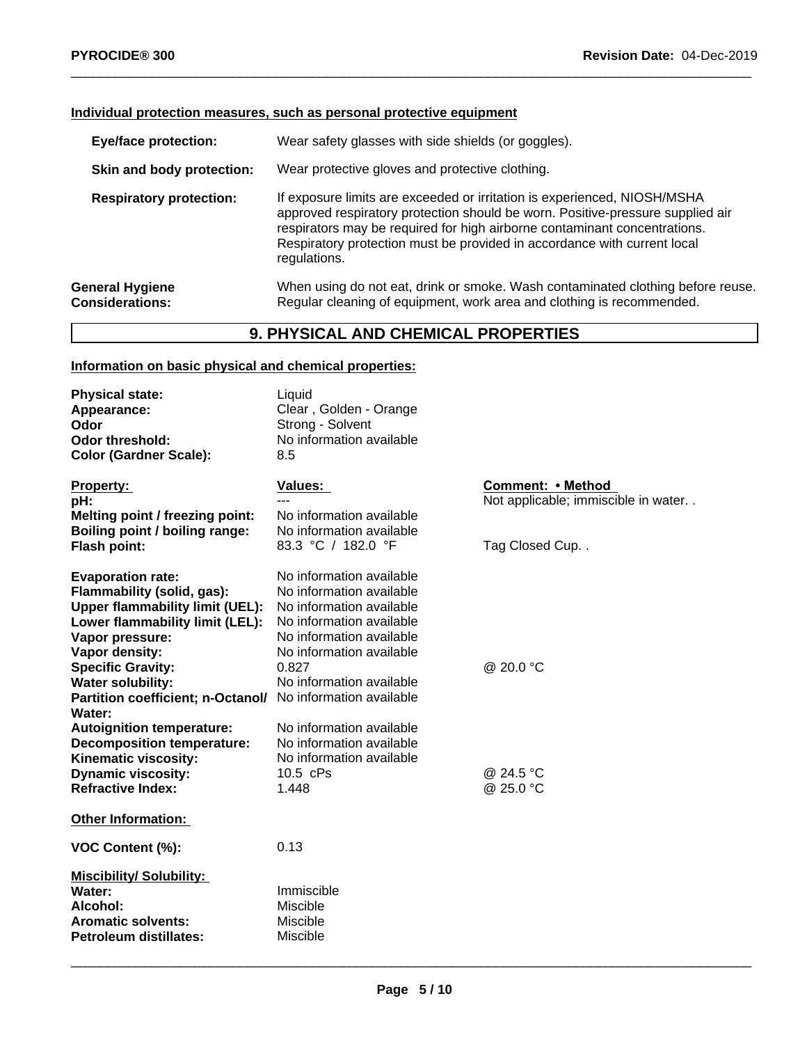#### Individual protection measures, such as personal protective equipment

| | |
|---|---|
| **Eye/face protection:** | Wear safety glasses with side shields (or goggles). |
| **Skin and body protection:** | Wear protective gloves and protective clothing. |
| **Respiratory protection:** | If exposure limits are exceeded or irritation is experienced, NIOSH/MSHA approved respiratory protection should be worn. Positive-pressure supplied air respirators may be required for high airborne contaminant concentrations. Respiratory protection must be provided in accordance with current local regulations. |
| **General Hygiene Considerations:** | When using do not eat, drink or smoke. Wash contaminated clothing before reuse. Regular cleaning of equipment, work area and clothing is recommended. |

## 9. PHYSICAL AND CHEMICAL PROPERTIES

#### Information on basic physical and chemical properties:

| | |
|---|---|
| **Physical state:** | Liquid |
| **Appearance:** | Clear , Golden - Orange |
| **Odor** | Strong - Solvent |
| **Odor threshold:** | No information available |
| **Color (Gardner Scale):** | 8.5 |

| Property: | Values: | Comment: • Method |
|---|---|---|
| **pH:** | --- | Not applicable; immiscible in water. . |
| **Melting point / freezing point:** | No information available | |
| **Boiling point / boiling range:** | No information available | |
| **Flash point:** | 83.3 °C / 182.0 °F | Tag Closed Cup. . |
| **Evaporation rate:** | No information available | |
| **Flammability (solid, gas):** | No information available | |
| **Upper flammability limit (UEL):** | No information available | |
| **Lower flammability limit (LEL):** | No information available | |
| **Vapor pressure:** | No information available | |
| **Vapor density:** | No information available | |
| **Specific Gravity:** | 0.827 | @ 20.0 °C |
| **Water solubility:** | No information available | |
| **Partition coefficient; n-Octanol/ Water:** | No information available | |
| **Autoignition temperature:** | No information available | |
| **Decomposition temperature:** | No information available | |
| **Kinematic viscosity:** | No information available | |
| **Dynamic viscosity:** | 10.5 cPs | @ 24.5 °C |
| **Refractive Index:** | 1.448 | @ 25.0 °C |

#### Other Information:

**VOC Content (%):** 0.13

#### Miscibility/ Solubility:

| | |
|---|---|
| **Water:** | Immiscible |
| **Alcohol:** | Miscible |
| **Aromatic solvents:** | Miscible |
| **Petroleum distillates:** | Miscible |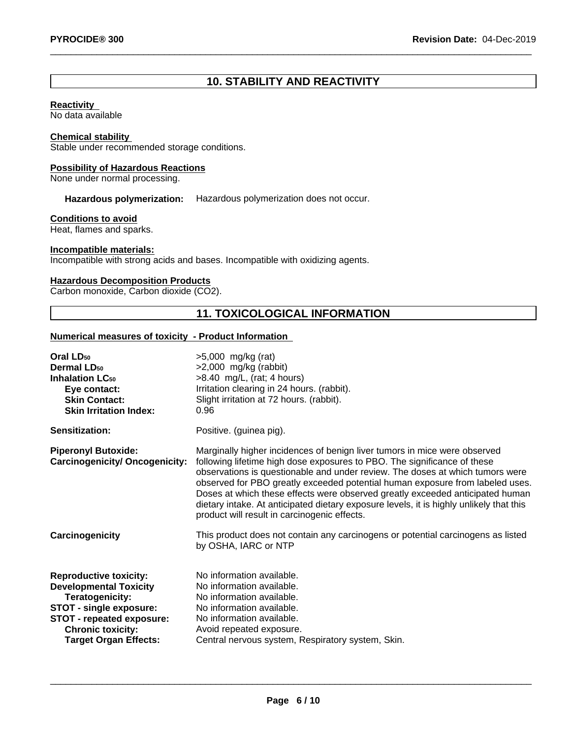## 10. STABILITY AND REACTIVITY

**Reactivity**
No data available

**Chemical stability**
Stable under recommended storage conditions.

**Possibility of Hazardous Reactions**
None under normal processing.

**Hazardous polymerization:** Hazardous polymerization does not occur.

**Conditions to avoid**
Heat, flames and sparks.

**Incompatible materials:**
Incompatible with strong acids and bases. Incompatible with oxidizing agents.

**Hazardous Decomposition Products**
Carbon monoxide, Carbon dioxide ($CO_2$).

## 11. TOXICOLOGICAL INFORMATION

**Numerical measures of toxicity - Product Information**

| | |
|---|---|
| **Oral $LD_{50}$** | >5,000 mg/kg (rat) |
| **Dermal $LD_{50}$** | >2,000 mg/kg (rabbit) |
| **Inhalation $LC_{50}$** | >8.40 mg/L, (rat; 4 hours) |
| **Eye contact:** | Irritation clearing in 24 hours. (rabbit). |
| **Skin Contact:** | Slight irritation at 72 hours. (rabbit). |
| **Skin Irritation Index:** | 0.96 |
| **Sensitization:** | Positive. (guinea pig). |
| **Piperonyl Butoxide: Carcinogenicity/ Oncogenicity:** | Marginally higher incidences of benign liver tumors in mice were observed following lifetime high dose exposures to PBO. The significance of these observations is questionable and under review. The doses at which tumors were observed for PBO greatly exceeded potential human exposure from labeled uses. Doses at which these effects were observed greatly exceeded anticipated human dietary intake. At anticipated dietary exposure levels, it is highly unlikely that this product will result in carcinogenic effects. |
| **Carcinogenicity** | This product does not contain any carcinogens or potential carcinogens as listed by OSHA, IARC or NTP |
| **Reproductive toxicity:** | No information available. |
| **Developmental Toxicity** | No information available. |
| **Teratogenicity:** | No information available. |
| **STOT - single exposure:** | No information available. |
| **STOT - repeated exposure:** | No information available. |
| **Chronic toxicity:** | Avoid repeated exposure. |
| **Target Organ Effects:** | Central nervous system, Respiratory system, Skin. |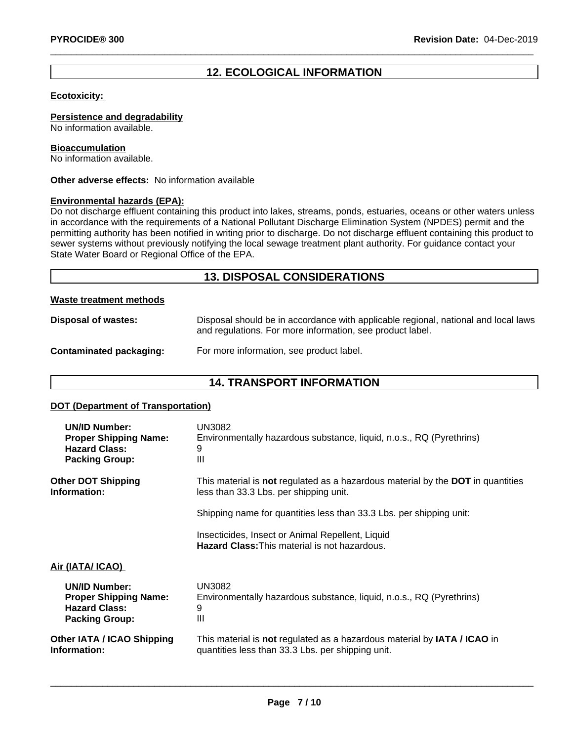## 12. ECOLOGICAL INFORMATION

**Ecotoxicity:**

**Persistence and degradability**
No information available.

**Bioaccumulation**
No information available.

**Other adverse effects:** No information available

**Environmental hazards (EPA):**
Do not discharge effluent containing this product into lakes, streams, ponds, estuaries, oceans or other waters unless in accordance with the requirements of a National Pollutant Discharge Elimination System (NPDES) permit and the permitting authority has been notified in writing prior to discharge. Do not discharge effluent containing this product to sewer systems without previously notifying the local sewage treatment plant authority. For guidance contact your State Water Board or Regional Office of the EPA.

## 13. DISPOSAL CONSIDERATIONS

**Waste treatment methods**

**Disposal of wastes:** Disposal should be in accordance with applicable regional, national and local laws and regulations. For more information, see product label.

**Contaminated packaging:** For more information, see product label.

## 14. TRANSPORT INFORMATION

**DOT (Department of Transportation)**

**UN/ID Number:** UN3082
**Proper Shipping Name:** Environmentally hazardous substance, liquid, n.o.s., RQ (Pyrethrins)
**Hazard Class:** 9
**Packing Group:** III

**Other DOT Shipping Information:** This material is **not** regulated as a hazardous material by the **DOT** in quantities less than 33.3 Lbs. per shipping unit.

Shipping name for quantities less than 33.3 Lbs. per shipping unit:

Insecticides, Insect or Animal Repellent, Liquid
**Hazard Class:** This material is not hazardous.

**Air (IATA/ ICAO)**

**UN/ID Number:** UN3082
**Proper Shipping Name:** Environmentally hazardous substance, liquid, n.o.s., RQ (Pyrethrins)
**Hazard Class:** 9
**Packing Group:** III

**Other IATA / ICAO Shipping Information:** This material is **not** regulated as a hazardous material by **IATA / ICAO** in quantities less than 33.3 Lbs. per shipping unit.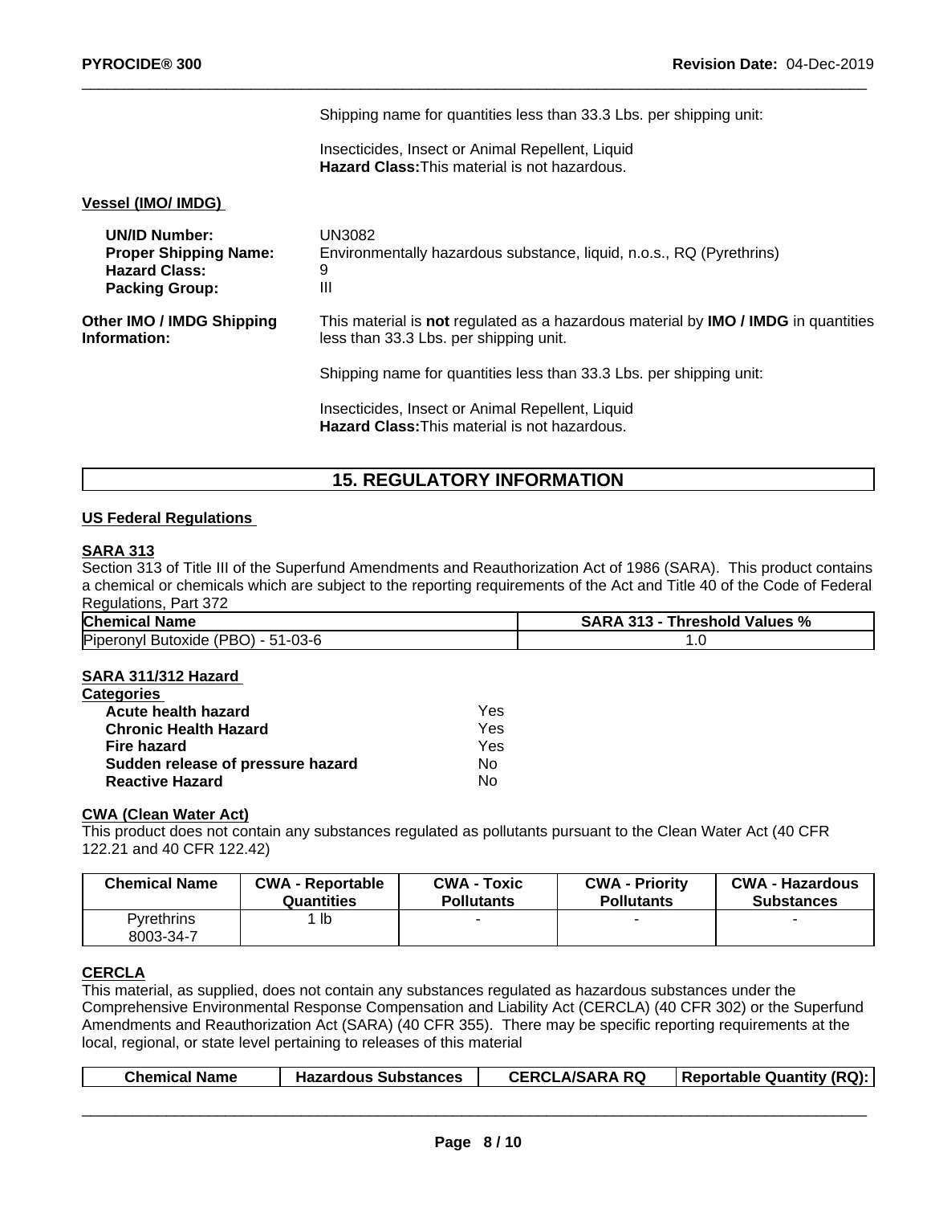Shipping name for quantities less than 33.3 Lbs. per shipping unit:

Insecticides, Insect or Animal Repellent, Liquid
**Hazard Class:** This material is not hazardous.

**Vessel (IMO/ IMDG)**

**UN/ID Number:** UN3082
**Proper Shipping Name:** Environmentally hazardous substance, liquid, n.o.s., RQ (Pyrethrins)
**Hazard Class:** 9
**Packing Group:** III

**Other IMO / IMDG Shipping Information:** This material is **not** regulated as a hazardous material by **IMO / IMDG** in quantities less than 33.3 Lbs. per shipping unit.

Shipping name for quantities less than 33.3 Lbs. per shipping unit:

Insecticides, Insect or Animal Repellent, Liquid
**Hazard Class:** This material is not hazardous.

## 15. REGULATORY INFORMATION

**US Federal Regulations**

**SARA 313**
Section 313 of Title III of the Superfund Amendments and Reauthorization Act of 1986 (SARA). This product contains a chemical or chemicals which are subject to the reporting requirements of the Act and Title 40 of the Code of Federal Regulations, Part 372

| Chemical Name | SARA 313 - Threshold Values % |
|---|---|
| Piperonyl Butoxide (PBO) - 51-03-6 | 1.0 |

**SARA 311/312 Hazard Categories**

| | |
|---|---|
| **Acute health hazard** | Yes |
| **Chronic Health Hazard** | Yes |
| **Fire hazard** | Yes |
| **Sudden release of pressure hazard** | No |
| **Reactive Hazard** | No |

**CWA (Clean Water Act)**
This product does not contain any substances regulated as pollutants pursuant to the Clean Water Act (40 CFR 122.21 and 40 CFR 122.42)

| Chemical Name | CWA - Reportable Quantities | CWA - Toxic Pollutants | CWA - Priority Pollutants | CWA - Hazardous Substances |
|---|---|---|---|---|
| Pyrethrins 8003-34-7 | 1 lb | - | - | - |

**CERCLA**
This material, as supplied, does not contain any substances regulated as hazardous substances under the Comprehensive Environmental Response Compensation and Liability Act (CERCLA) (40 CFR 302) or the Superfund Amendments and Reauthorization Act (SARA) (40 CFR 355). There may be specific reporting requirements at the local, regional, or state level pertaining to releases of this material

| Chemical Name | Hazardous Substances | CERCLA/SARA RQ | Reportable Quantity (RQ): |
|---|---|---|---|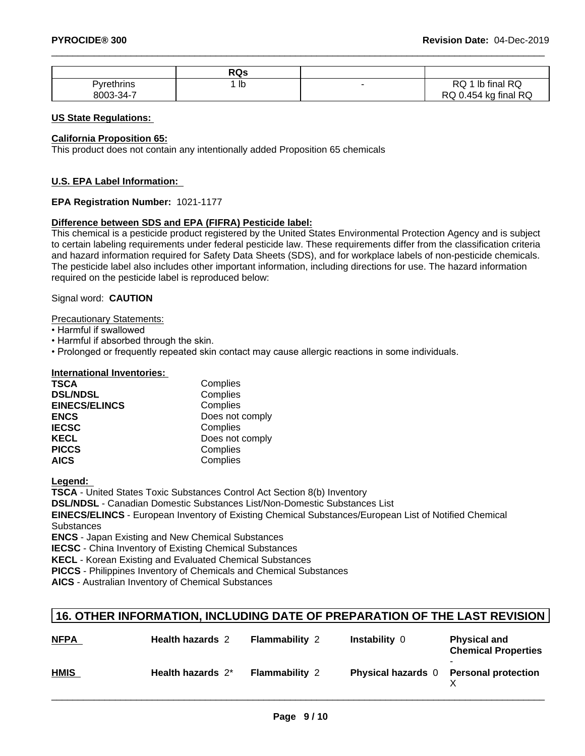| | RQs | | |
|---|---|---|---|
| Pyrethrins<br>8003-34-7 | 1 lb | - | RQ 1 lb final RQ<br>RQ 0.454 kg final RQ |

**US State Regulations:**

**California Proposition 65:**

This product does not contain any intentionally added Proposition 65 chemicals

**U.S. EPA Label Information:**

**EPA Registration Number:** 1021-1177

**Difference between SDS and EPA (FIFRA) Pesticide label:**

This chemical is a pesticide product registered by the United States Environmental Protection Agency and is subject to certain labeling requirements under federal pesticide law. These requirements differ from the classification criteria and hazard information required for Safety Data Sheets (SDS), and for workplace labels of non-pesticide chemicals. The pesticide label also includes other important information, including directions for use. The hazard information required on the pesticide label is reproduced below:

Signal word: **CAUTION**

Precautionary Statements:

- Harmful if swallowed
- Harmful if absorbed through the skin.
- Prolonged or frequently repeated skin contact may cause allergic reactions in some individuals.

**International Inventories:**

| | |
|---|---|
| **TSCA** | Complies |
| **DSL/NDSL** | Complies |
| **EINECS/ELINCS** | Complies |
| **ENCS** | Does not comply |
| **IECSC** | Complies |
| **KECL** | Does not comply |
| **PICCS** | Complies |
| **AICS** | Complies |

**Legend:**

**TSCA** - United States Toxic Substances Control Act Section 8(b) Inventory
**DSL/NDSL** - Canadian Domestic Substances List/Non-Domestic Substances List
**EINECS/ELINCS** - European Inventory of Existing Chemical Substances/European List of Notified Chemical Substances
**ENCS** - Japan Existing and New Chemical Substances
**IECSC** - China Inventory of Existing Chemical Substances
**KECL** - Korean Existing and Evaluated Chemical Substances
**PICCS** - Philippines Inventory of Chemicals and Chemical Substances
**AICS** - Australian Inventory of Chemical Substances

## 16. OTHER INFORMATION, INCLUDING DATE OF PREPARATION OF THE LAST REVISION

| | | | | |
|---|---|---|---|---|
| **NFPA** | **Health hazards** 2 | **Flammability** 2 | **Instability** 0 | **Physical and Chemical Properties** - |
| **HMIS** | **Health hazards** 2* | **Flammability** 2 | **Physical hazards** 0 | **Personal protection** X |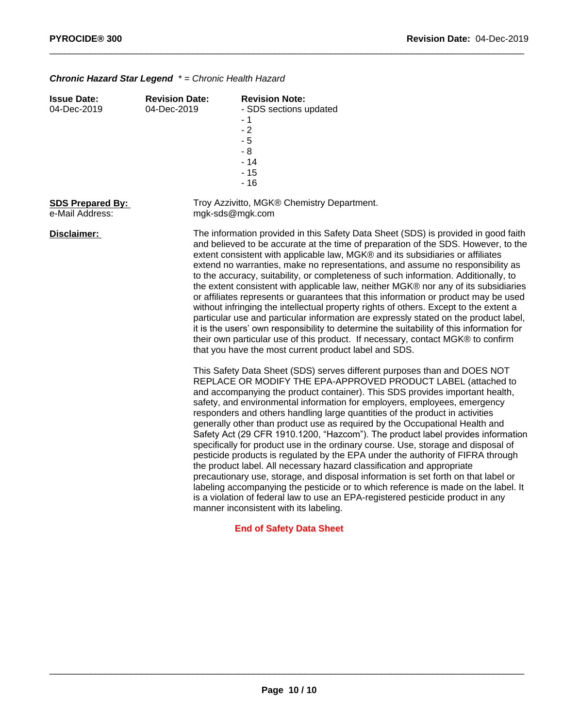***Chronic Hazard Star Legend*** *\* = Chronic Health Hazard*

| **Issue Date:** | **Revision Date:** | **Revision Note:** |
|---|---|---|
| 04-Dec-2019 | 04-Dec-2019 | - SDS sections updated<br>- 1<br>- 2<br>- 5<br>- 8<br>- 14<br>- 15<br>- 16 |

**SDS Prepared By:** Troy Azzivitto, MGK® Chemistry Department.
e-Mail Address: mgk-sds@mgk.com

**Disclaimer:**

The information provided in this Safety Data Sheet (SDS) is provided in good faith and believed to be accurate at the time of preparation of the SDS. However, to the extent consistent with applicable law, MGK® and its subsidiaries or affiliates extend no warranties, make no representations, and assume no responsibility as to the accuracy, suitability, or completeness of such information. Additionally, to the extent consistent with applicable law, neither MGK® nor any of its subsidiaries or affiliates represents or guarantees that this information or product may be used without infringing the intellectual property rights of others. Except to the extent a particular use and particular information are expressly stated on the product label, it is the users' own responsibility to determine the suitability of this information for their own particular use of this product. If necessary, contact MGK® to confirm that you have the most current product label and SDS.

This Safety Data Sheet (SDS) serves different purposes than and DOES NOT REPLACE OR MODIFY THE EPA-APPROVED PRODUCT LABEL (attached to and accompanying the product container). This SDS provides important health, safety, and environmental information for employers, employees, emergency responders and others handling large quantities of the product in activities generally other than product use as required by the Occupational Health and Safety Act (29 CFR 1910.1200, "Hazcom"). The product label provides information specifically for product use in the ordinary course. Use, storage and disposal of pesticide products is regulated by the EPA under the authority of FIFRA through the product label. All necessary hazard classification and appropriate precautionary use, storage, and disposal information is set forth on that label or labeling accompanying the pesticide or to which reference is made on the label. It is a violation of federal law to use an EPA-registered pesticide product in any manner inconsistent with its labeling.

**End of Safety Data Sheet**